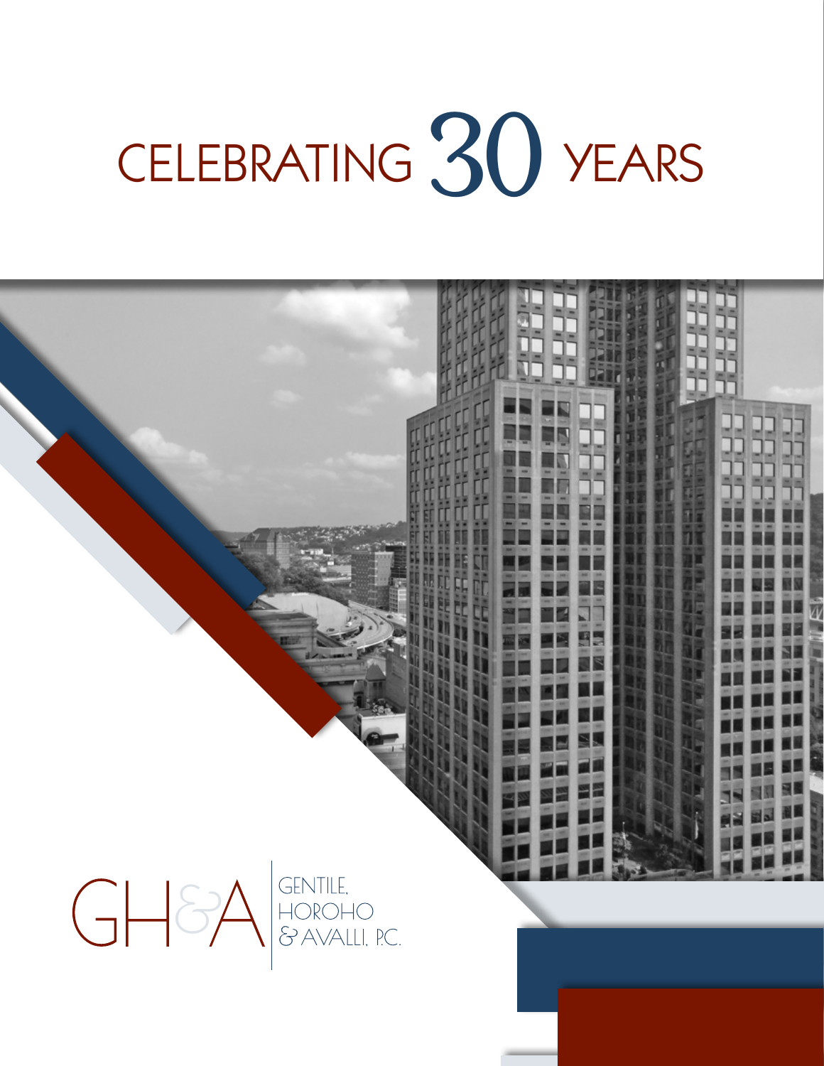# CELEBRATING 30 YEARS

GH&A | GENTILE, HOROHO & AVALLI, P.C.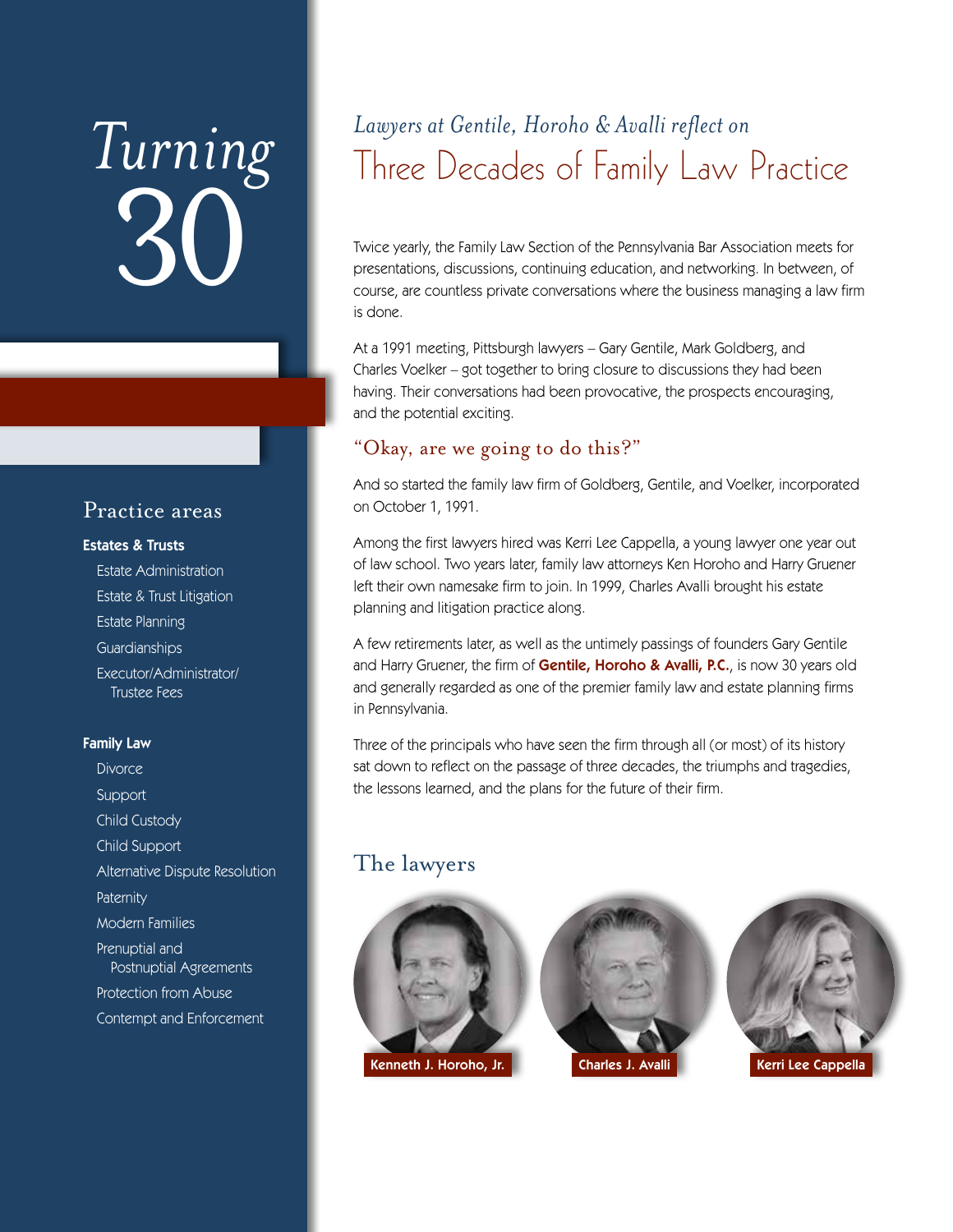# Turning 30

## *Lawyers at Gentile, Horoho & Avalli reflect on* Three Decades of Family Law Practice

Twice yearly, the Family Law Section of the Pennsylvania Bar Association meets for presentations, discussions, continuing education, and networking. In between, of course, are countless private conversations where the business managing a law firm is done.

At a 1991 meeting, Pittsburgh lawyers – Gary Gentile, Mark Goldberg, and Charles Voelker – got together to bring closure to discussions they had been having. Their conversations had been provocative, the prospects encouraging, and the potential exciting.

### "Okay, are we going to do this?"

And so started the family law firm of Goldberg, Gentile, and Voelker, incorporated on October 1, 1991.

Among the first lawyers hired was Kerri Lee Cappella, a young lawyer one year out of law school. Two years later, family law attorneys Ken Horoho and Harry Gruener left their own namesake firm to join. In 1999, Charles Avalli brought his estate planning and litigation practice along.

A few retirements later, as well as the untimely passings of founders Gary Gentile and Harry Gruener, the firm of **Gentile, Horoho & Avalli, P.C.**, is now 30 years old and generally regarded as one of the premier family law and estate planning firms in Pennsylvania.

Three of the principals who have seen the firm through all (or most) of its history sat down to reflect on the passage of three decades, the triumphs and tragedies, the lessons learned, and the plans for the future of their firm.

### The lawyers

**Kenneth J. Horoho, Jr.** | **Charles J. Avalli** | **Kerri Lee Cappella**

## Practice areas

**Estates & Trusts**

- Estate Administration
- Estate & Trust Litigation
- Estate Planning
- Guardianships
- Executor/Administrator/Trustee Fees

**Family Law**

- Divorce
- Support
- Child Custody
- Child Support
- Alternative Dispute Resolution
- Paternity
- Modern Families
- Prenuptial and Postnuptial Agreements
- Protection from Abuse
- Contempt and Enforcement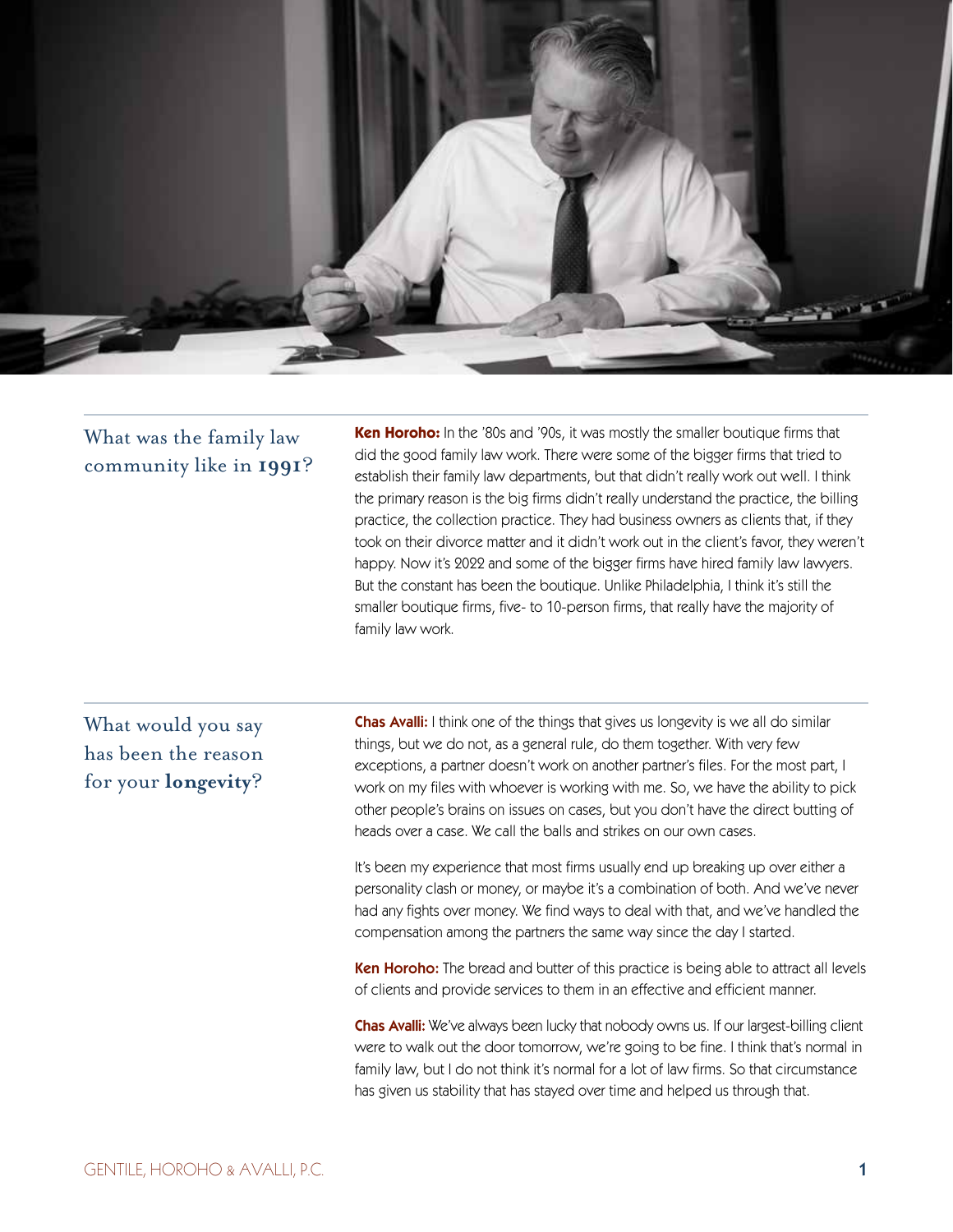## What was the family law community like in 1991?

**Ken Horoho:** In the '80s and '90s, it was mostly the smaller boutique firms that did the good family law work. There were some of the bigger firms that tried to establish their family law departments, but that didn't really work out well. I think the primary reason is the big firms didn't really understand the practice, the billing practice, the collection practice. They had business owners as clients that, if they took on their divorce matter and it didn't work out in the client's favor, they weren't happy. Now it's 2022 and some of the bigger firms have hired family law lawyers. But the constant has been the boutique. Unlike Philadelphia, I think it's still the smaller boutique firms, five- to 10-person firms, that really have the majority of family law work.

## What would you say has been the reason for your longevity?

**Chas Avalli:** I think one of the things that gives us longevity is we all do similar things, but we do not, as a general rule, do them together. With very few exceptions, a partner doesn't work on another partner's files. For the most part, I work on my files with whoever is working with me. So, we have the ability to pick other people's brains on issues on cases, but you don't have the direct butting of heads over a case. We call the balls and strikes on our own cases.

It's been my experience that most firms usually end up breaking up over either a personality clash or money, or maybe it's a combination of both. And we've never had any fights over money. We find ways to deal with that, and we've handled the compensation among the partners the same way since the day I started.

**Ken Horoho:** The bread and butter of this practice is being able to attract all levels of clients and provide services to them in an effective and efficient manner.

**Chas Avalli:** We've always been lucky that nobody owns us. If our largest-billing client were to walk out the door tomorrow, we're going to be fine. I think that's normal in family law, but I do not think it's normal for a lot of law firms. So that circumstance has given us stability that has stayed over time and helped us through that.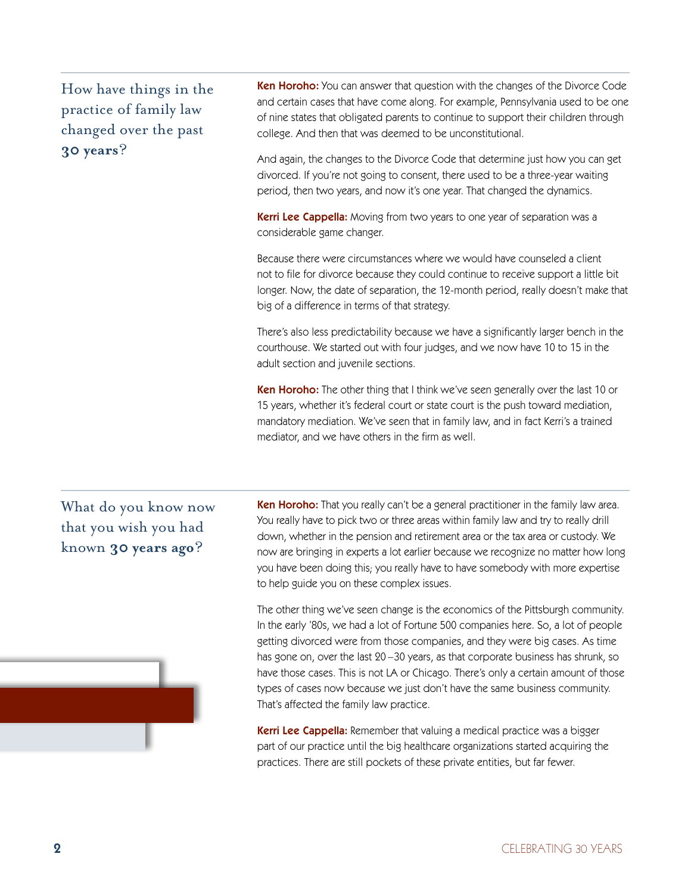## How have things in the practice of family law changed over the past 30 years?

**Ken Horoho:** You can answer that question with the changes of the Divorce Code and certain cases that have come along. For example, Pennsylvania used to be one of nine states that obligated parents to continue to support their children through college. And then that was deemed to be unconstitutional.

And again, the changes to the Divorce Code that determine just how you can get divorced. If you're not going to consent, there used to be a three-year waiting period, then two years, and now it's one year. That changed the dynamics.

**Kerri Lee Cappella:** Moving from two years to one year of separation was a considerable game changer.

Because there were circumstances where we would have counseled a client not to file for divorce because they could continue to receive support a little bit longer. Now, the date of separation, the 12-month period, really doesn't make that big of a difference in terms of that strategy.

There's also less predictability because we have a significantly larger bench in the courthouse. We started out with four judges, and we now have 10 to 15 in the adult section and juvenile sections.

**Ken Horoho:** The other thing that I think we've seen generally over the last 10 or 15 years, whether it's federal court or state court is the push toward mediation, mandatory mediation. We've seen that in family law, and in fact Kerri's a trained mediator, and we have others in the firm as well.

## What do you know now that you wish you had known 30 years ago?

**Ken Horoho:** That you really can't be a general practitioner in the family law area. You really have to pick two or three areas within family law and try to really drill down, whether in the pension and retirement area or the tax area or custody. We now are bringing in experts a lot earlier because we recognize no matter how long you have been doing this; you really have to have somebody with more expertise to help guide you on these complex issues.

The other thing we've seen change is the economics of the Pittsburgh community. In the early '80s, we had a lot of Fortune 500 companies here. So, a lot of people getting divorced were from those companies, and they were big cases. As time has gone on, over the last 20–30 years, as that corporate business has shrunk, so have those cases. This is not LA or Chicago. There's only a certain amount of those types of cases now because we just don't have the same business community. That's affected the family law practice.

**Kerri Lee Cappella:** Remember that valuing a medical practice was a bigger part of our practice until the big healthcare organizations started acquiring the practices. There are still pockets of these private entities, but far fewer.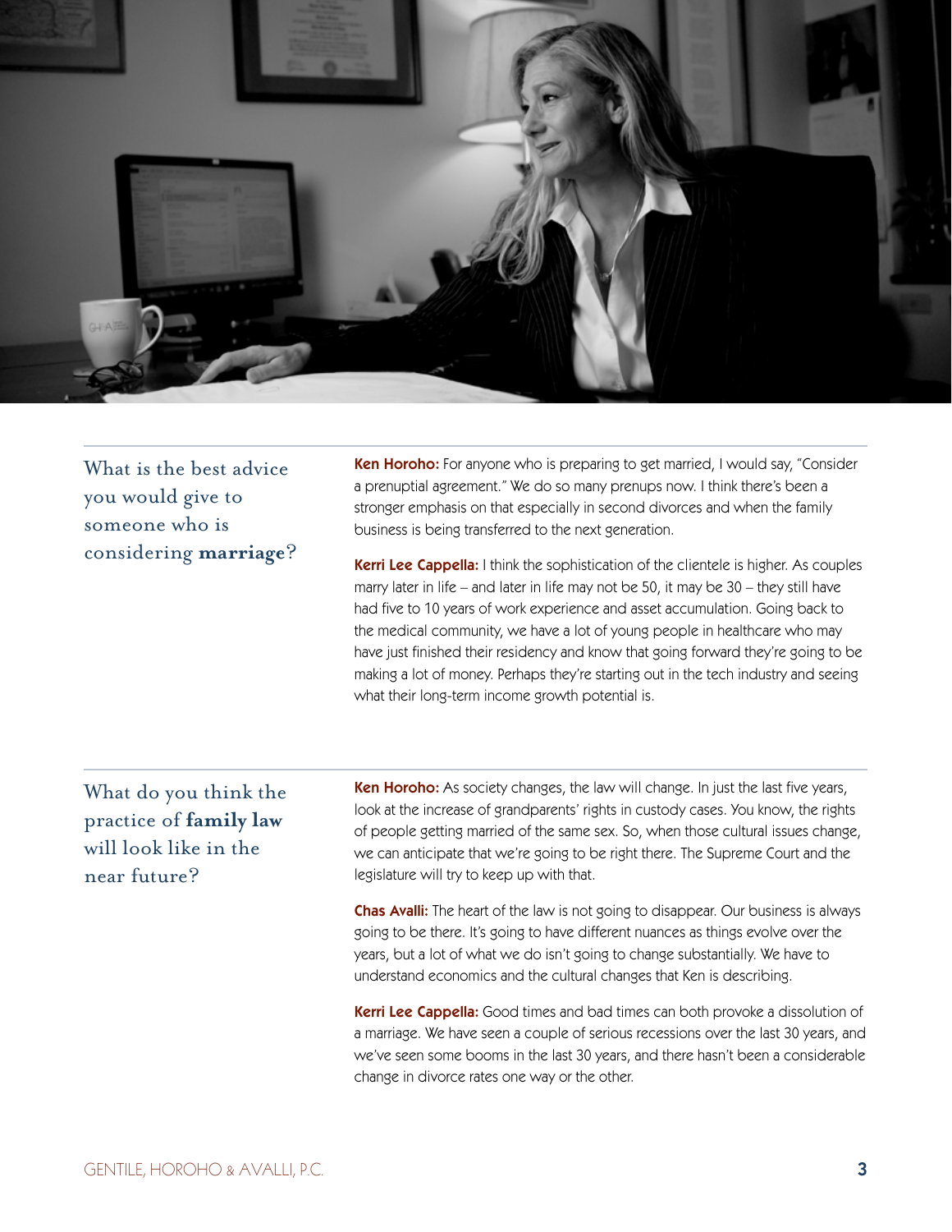## What is the best advice you would give to someone who is considering **marriage**?

**Ken Horoho:** For anyone who is preparing to get married, I would say, "Consider a prenuptial agreement." We do so many prenups now. I think there's been a stronger emphasis on that especially in second divorces and when the family business is being transferred to the next generation.

**Kerri Lee Cappella:** I think the sophistication of the clientele is higher. As couples marry later in life – and later in life may not be 50, it may be 30 – they still have had five to 10 years of work experience and asset accumulation. Going back to the medical community, we have a lot of young people in healthcare who may have just finished their residency and know that going forward they're going to be making a lot of money. Perhaps they're starting out in the tech industry and seeing what their long-term income growth potential is.

## What do you think the practice of **family law** will look like in the near future?

**Ken Horoho:** As society changes, the law will change. In just the last five years, look at the increase of grandparents' rights in custody cases. You know, the rights of people getting married of the same sex. So, when those cultural issues change, we can anticipate that we're going to be right there. The Supreme Court and the legislature will try to keep up with that.

**Chas Avalli:** The heart of the law is not going to disappear. Our business is always going to be there. It's going to have different nuances as things evolve over the years, but a lot of what we do isn't going to change substantially. We have to understand economics and the cultural changes that Ken is describing.

**Kerri Lee Cappella:** Good times and bad times can both provoke a dissolution of a marriage. We have seen a couple of serious recessions over the last 30 years, and we've seen some booms in the last 30 years, and there hasn't been a considerable change in divorce rates one way or the other.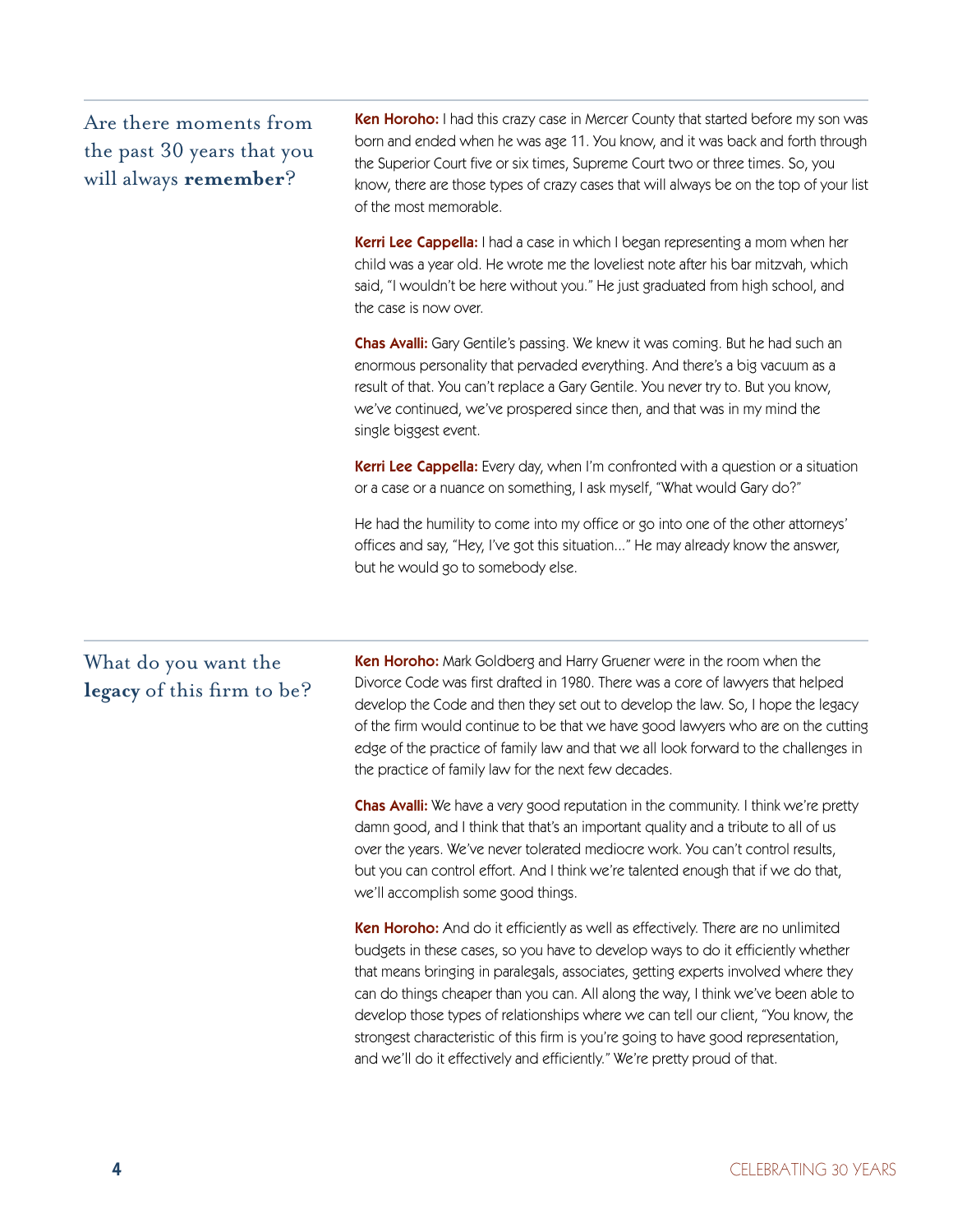## Are there moments from the past 30 years that you will always **remember**?

**Ken Horoho:** I had this crazy case in Mercer County that started before my son was born and ended when he was age 11. You know, and it was back and forth through the Superior Court five or six times, Supreme Court two or three times. So, you know, there are those types of crazy cases that will always be on the top of your list of the most memorable.

**Kerri Lee Cappella:** I had a case in which I began representing a mom when her child was a year old. He wrote me the loveliest note after his bar mitzvah, which said, "I wouldn't be here without you." He just graduated from high school, and the case is now over.

**Chas Avalli:** Gary Gentile's passing. We knew it was coming. But he had such an enormous personality that pervaded everything. And there's a big vacuum as a result of that. You can't replace a Gary Gentile. You never try to. But you know, we've continued, we've prospered since then, and that was in my mind the single biggest event.

**Kerri Lee Cappella:** Every day, when I'm confronted with a question or a situation or a case or a nuance on something, I ask myself, "What would Gary do?"

He had the humility to come into my office or go into one of the other attorneys' offices and say, "Hey, I've got this situation…" He may already know the answer, but he would go to somebody else.

## What do you want the **legacy** of this firm to be?

**Ken Horoho:** Mark Goldberg and Harry Gruener were in the room when the Divorce Code was first drafted in 1980. There was a core of lawyers that helped develop the Code and then they set out to develop the law. So, I hope the legacy of the firm would continue to be that we have good lawyers who are on the cutting edge of the practice of family law and that we all look forward to the challenges in the practice of family law for the next few decades.

**Chas Avalli:** We have a very good reputation in the community. I think we're pretty damn good, and I think that that's an important quality and a tribute to all of us over the years. We've never tolerated mediocre work. You can't control results, but you can control effort. And I think we're talented enough that if we do that, we'll accomplish some good things.

**Ken Horoho:** And do it efficiently as well as effectively. There are no unlimited budgets in these cases, so you have to develop ways to do it efficiently whether that means bringing in paralegals, associates, getting experts involved where they can do things cheaper than you can. All along the way, I think we've been able to develop those types of relationships where we can tell our client, "You know, the strongest characteristic of this firm is you're going to have good representation, and we'll do it effectively and efficiently." We're pretty proud of that.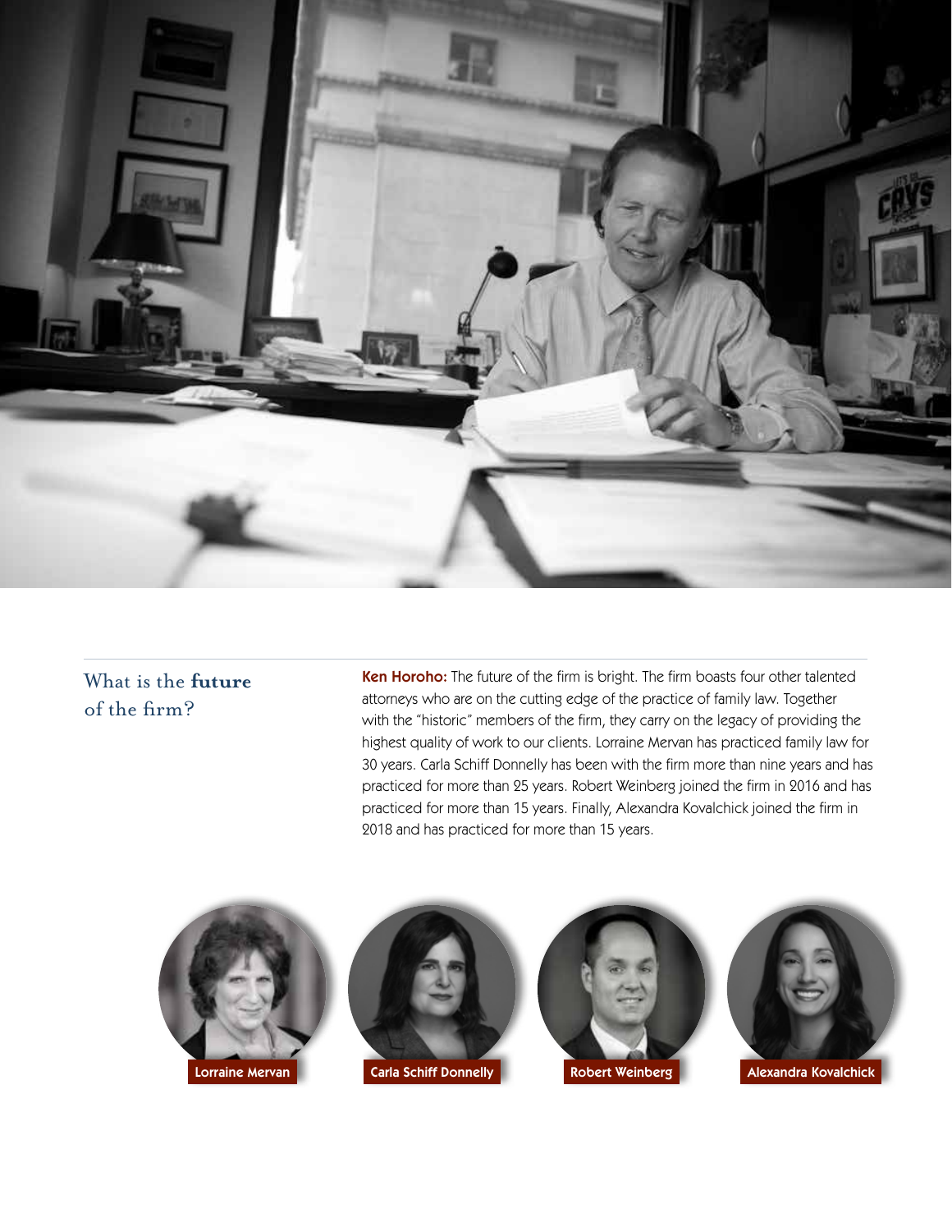## What is the **future** of the firm?

**Ken Horoho:** The future of the firm is bright. The firm boasts four other talented attorneys who are on the cutting edge of the practice of family law. Together with the "historic" members of the firm, they carry on the legacy of providing the highest quality of work to our clients. Lorraine Mervan has practiced family law for 30 years. Carla Schiff Donnelly has been with the firm more than nine years and has practiced for more than 25 years. Robert Weinberg joined the firm in 2016 and has practiced for more than 15 years. Finally, Alexandra Kovalchick joined the firm in 2018 and has practiced for more than 15 years.

Lorraine Mervan

Carla Schiff Donnelly

Robert Weinberg

Alexandra Kovalchick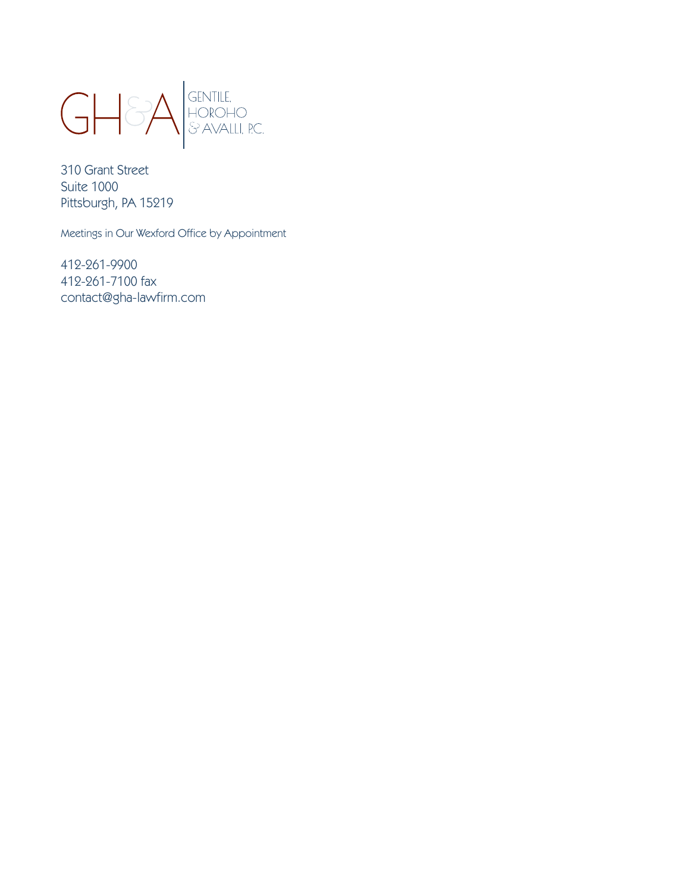GH&A | GENTILE, HOROHO & AVALLI, P.C.

310 Grant Street
Suite 1000
Pittsburgh, PA 15219

Meetings in Our Wexford Office by Appointment

412-261-9900
412-261-7100 fax
contact@gha-lawfirm.com